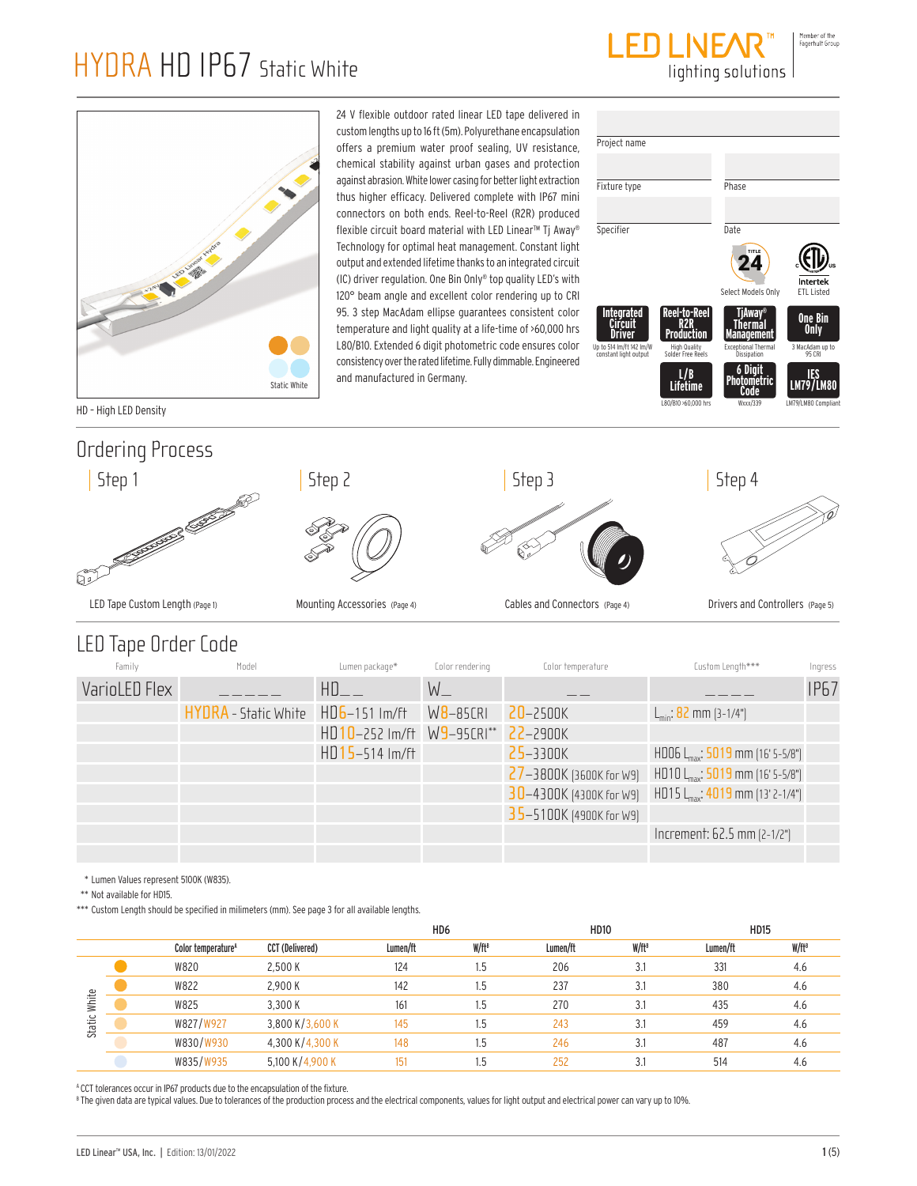# HYDRA HD IP67 Static White

HD – High LED Density

24 V flexible outdoor rated linear LED tape delivered in custom lengths up to 16 ft (5m). Polyurethane encapsulation offers a premium water proof sealing, UV resistance, chemical stability against urban gases and protection against abrasion. White lower casing for better light extraction thus higher efficacy. Delivered complete with IP67 mini connectors on both ends. Reel-to-Reel (R2R) produced flexible circuit board material with LED Linear™ Tj Away® Technology for optimal heat management. Constant light output and extended lifetime thanks to an integrated circuit (IC) driver regulation. One Bin Only® top quality LED's with 120° beam angle and excellent color rendering up to CRI 95. 3 step MacAdam ellipse guarantees consistent color temperature and light quality at a life-time of >60,000 hrs L80/B10. Extended 6 digit photometric code ensures color consistency over the rated lifetime. Fully dimmable. Engineered and manufactured in Germany.

Project name

Fixture type | Phase

Specifier | Date

- Title 24 – Select Models Only
- Intertek ETL Listed
- Integrated Circuit Driver – Up to 514 lm/ft 142 lm/W constant light output
- Reel-to-Reel R2R Production – High Quality Solder Free Reels
- TjAway® Thermal Management – Exceptional Thermal Dissipation
- One Bin Only – 3 MacAdam up to 95 CRI
- L/B Lifetime – L80/B10 >60,000 hrs
- 6 Digit Photometric Code – Wxxx/339
- IES LM79/LM80 – LM79/LM80 Compliant

## Ordering Process

- Step 1 – LED Tape Custom Length (Page 1)
- Step 2 – Mounting Accessories (Page 4)
- Step 3 – Cables and Connectors (Page 4)
- Step 4 – Drivers and Controllers (Page 5)

## LED Tape Order Code

| Family | Model | Lumen package* | Color rendering | Color temperature | Custom Length*** | Ingress |
|---|---|---|---|---|---|---|
| VarioLED Flex | _ _ _ _ _ | HD_ _ | W_ | _ _ | _ _ _ _ | IP67 |
| | HYDRA - Static White | HD6–151 lm/ft | W8–85CRI | 20–2500K | $L_{min}$: 82 mm (3-1/4") | |
| | | HD10–252 lm/ft | W9–95CRI** | 22–2900K | | |
| | | HD15–514 lm/ft | | 25–3300K | HD06 $L_{max}$: 5019 mm (16' 5-5/8") | |
| | | | | 27–3800K (3600K for W9) | HD10 $L_{max}$: 5019 mm (16' 5-5/8") | |
| | | | | 30–4300K (4300K for W9) | HD15 $L_{max}$: 4019 mm (13' 2-1/4") | |
| | | | | 35–5100K (4900K for W9) | | |
| | | | | | Increment: 62.5 mm (2-1/2") | |

\* Lumen Values represent 5100K (W835).

\** Not available for HD15.

\*** Custom Length should be specified in milimeters (mm). See page 3 for all available lengths.

| | Color temperature[A] | CCT (Delivered) | HD6 Lumen/ft | HD6 W/ft[B] | HD10 Lumen/ft | HD10 W/ft[B] | HD15 Lumen/ft | HD15 W/ft[B] |
|---|---|---|---|---|---|---|---|---|
| Static White | W820 | 2,500 K | 124 | 1.5 | 206 | 3.1 | 331 | 4.6 |
| | W822 | 2,900 K | 142 | 1.5 | 237 | 3.1 | 380 | 4.6 |
| | W825 | 3,300 K | 161 | 1.5 | 270 | 3.1 | 435 | 4.6 |
| | W827/W927 | 3,800 K/3,600 K | 145 | 1.5 | 243 | 3.1 | 459 | 4.6 |
| | W830/W930 | 4,300 K/4,300 K | 148 | 1.5 | 246 | 3.1 | 487 | 4.6 |
| | W835/W935 | 5,100 K/4,900 K | 151 | 1.5 | 252 | 3.1 | 514 | 4.6 |

[A] CCT tolerances occur in IP67 products due to the encapsulation of the fixture.

[B] The given data are typical values. Due to tolerances of the production process and the electrical components, values for light output and electrical power can vary up to 10%.

LED Linear™ USA, Inc. | Edition: 13/01/2022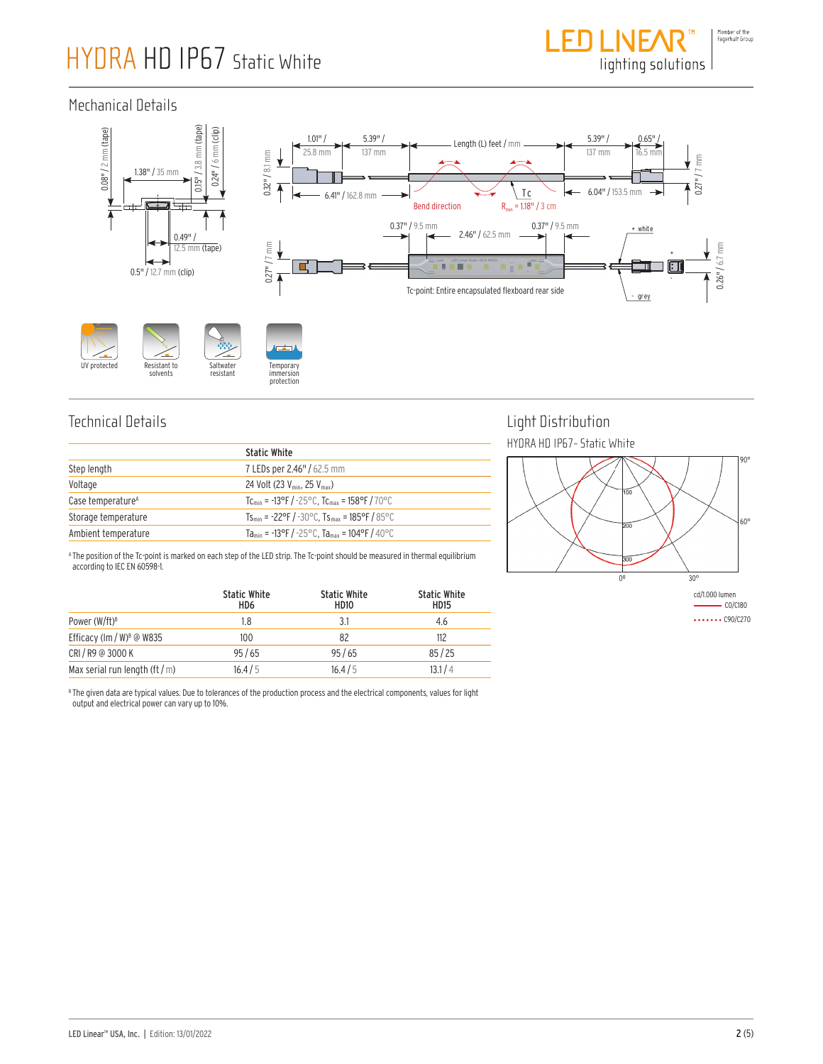# HYDRA HD IP67 Static White

## Mechanical Details

UV protected | Resistant to solvents | Saltwater resistant | Temporary immersion protection

## Technical Details

| | Static White |
|---|---|
| Step length | 7 LEDs per 2.46" / 62.5 mm |
| Voltage | 24 Volt (23 $V_{min}$, 25 $V_{max}$) |
| Case temperature[A] | $Tc_{min}$ = -13°F / -25°C, $Tc_{max}$ = 158°F / 70°C |
| Storage temperature | $Ts_{min}$ = -22°F / -30°C, $Ts_{max}$ = 185°F / 85°C |
| Ambient temperature | $Ta_{min}$ = -13°F / -25°C, $Ta_{max}$ = 104°F / 40°C |

[A] The position of the Tc-point is marked on each step of the LED strip. The Tc-point should be measured in thermal equilibrium according to IEC EN 60598-1.

| | Static White HD6 | Static White HD10 | Static White HD15 |
|---|---|---|---|
| Power (W/ft)[B] | 1.8 | 3.1 | 4.6 |
| Efficacy (lm / W)[B] @ W835 | 100 | 82 | 112 |
| CRI / R9 @ 3000 K | 95 / 65 | 95 / 65 | 85 / 25 |
| Max serial run length (ft / m) | 16.4 / 5 | 16.4 / 5 | 13.1 / 4 |

[B] The given data are typical values. Due to tolerances of the production process and the electrical components, values for light output and electrical power can vary up to 10%.

## Light Distribution

HYDRA HD IP67 - Static White

cd/1.000 lumen
C0/C180
C90/C270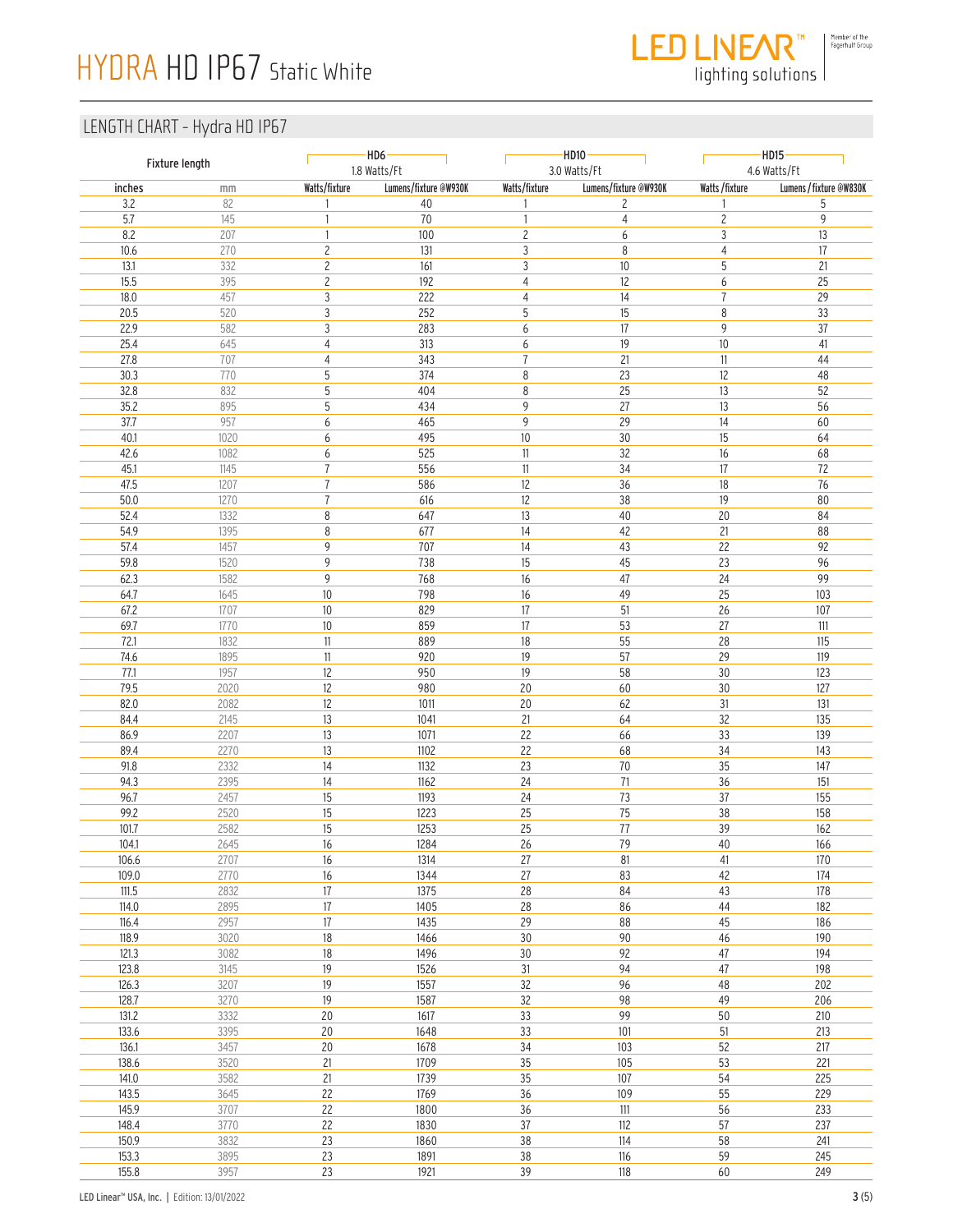# HYDRA HD IP67 Static White

## LENGTH CHART - Hydra HD IP67

| Fixture length | | HD6 1.8 Watts/Ft | | HD10 3.0 Watts/Ft | | HD15 4.6 Watts/Ft | |
|---|---|---|---|---|---|---|---|
| inches | mm | Watts/fixture | Lumens/fixture @W930K | Watts/fixture | Lumens/fixture @W930K | Watts /fixture | Lumens / fixture @W830K |
| 3.2 | 82 | 1 | 40 | 1 | 2 | 1 | 5 |
| 5.7 | 145 | 1 | 70 | 1 | 4 | 2 | 9 |
| 8.2 | 207 | 1 | 100 | 2 | 6 | 3 | 13 |
| 10.6 | 270 | 2 | 131 | 3 | 8 | 4 | 17 |
| 13.1 | 332 | 2 | 161 | 3 | 10 | 5 | 21 |
| 15.5 | 395 | 2 | 192 | 4 | 12 | 6 | 25 |
| 18.0 | 457 | 3 | 222 | 4 | 14 | 7 | 29 |
| 20.5 | 520 | 3 | 252 | 5 | 15 | 8 | 33 |
| 22.9 | 582 | 3 | 283 | 6 | 17 | 9 | 37 |
| 25.4 | 645 | 4 | 313 | 6 | 19 | 10 | 41 |
| 27.8 | 707 | 4 | 343 | 7 | 21 | 11 | 44 |
| 30.3 | 770 | 5 | 374 | 8 | 23 | 12 | 48 |
| 32.8 | 832 | 5 | 404 | 8 | 25 | 13 | 52 |
| 35.2 | 895 | 5 | 434 | 9 | 27 | 13 | 56 |
| 37.7 | 957 | 6 | 465 | 9 | 29 | 14 | 60 |
| 40.1 | 1020 | 6 | 495 | 10 | 30 | 15 | 64 |
| 42.6 | 1082 | 6 | 525 | 11 | 32 | 16 | 68 |
| 45.1 | 1145 | 7 | 556 | 11 | 34 | 17 | 72 |
| 47.5 | 1207 | 7 | 586 | 12 | 36 | 18 | 76 |
| 50.0 | 1270 | 7 | 616 | 12 | 38 | 19 | 80 |
| 52.4 | 1332 | 8 | 647 | 13 | 40 | 20 | 84 |
| 54.9 | 1395 | 8 | 677 | 14 | 42 | 21 | 88 |
| 57.4 | 1457 | 9 | 707 | 14 | 43 | 22 | 92 |
| 59.8 | 1520 | 9 | 738 | 15 | 45 | 23 | 96 |
| 62.3 | 1582 | 9 | 768 | 16 | 47 | 24 | 99 |
| 64.7 | 1645 | 10 | 798 | 16 | 49 | 25 | 103 |
| 67.2 | 1707 | 10 | 829 | 17 | 51 | 26 | 107 |
| 69.7 | 1770 | 10 | 859 | 17 | 53 | 27 | 111 |
| 72.1 | 1832 | 11 | 889 | 18 | 55 | 28 | 115 |
| 74.6 | 1895 | 11 | 920 | 19 | 57 | 29 | 119 |
| 77.1 | 1957 | 12 | 950 | 19 | 58 | 30 | 123 |
| 79.5 | 2020 | 12 | 980 | 20 | 60 | 30 | 127 |
| 82.0 | 2082 | 12 | 1011 | 20 | 62 | 31 | 131 |
| 84.4 | 2145 | 13 | 1041 | 21 | 64 | 32 | 135 |
| 86.9 | 2207 | 13 | 1071 | 22 | 66 | 33 | 139 |
| 89.4 | 2270 | 13 | 1102 | 22 | 68 | 34 | 143 |
| 91.8 | 2332 | 14 | 1132 | 23 | 70 | 35 | 147 |
| 94.3 | 2395 | 14 | 1162 | 24 | 71 | 36 | 151 |
| 96.7 | 2457 | 15 | 1193 | 24 | 73 | 37 | 155 |
| 99.2 | 2520 | 15 | 1223 | 25 | 75 | 38 | 158 |
| 101.7 | 2582 | 15 | 1253 | 25 | 77 | 39 | 162 |
| 104.1 | 2645 | 16 | 1284 | 26 | 79 | 40 | 166 |
| 106.6 | 2707 | 16 | 1314 | 27 | 81 | 41 | 170 |
| 109.0 | 2770 | 16 | 1344 | 27 | 83 | 42 | 174 |
| 111.5 | 2832 | 17 | 1375 | 28 | 84 | 43 | 178 |
| 114.0 | 2895 | 17 | 1405 | 28 | 86 | 44 | 182 |
| 116.4 | 2957 | 17 | 1435 | 29 | 88 | 45 | 186 |
| 118.9 | 3020 | 18 | 1466 | 30 | 90 | 46 | 190 |
| 121.3 | 3082 | 18 | 1496 | 30 | 92 | 47 | 194 |
| 123.8 | 3145 | 19 | 1526 | 31 | 94 | 47 | 198 |
| 126.3 | 3207 | 19 | 1557 | 32 | 96 | 48 | 202 |
| 128.7 | 3270 | 19 | 1587 | 32 | 98 | 49 | 206 |
| 131.2 | 3332 | 20 | 1617 | 33 | 99 | 50 | 210 |
| 133.6 | 3395 | 20 | 1648 | 33 | 101 | 51 | 213 |
| 136.1 | 3457 | 20 | 1678 | 34 | 103 | 52 | 217 |
| 138.6 | 3520 | 21 | 1709 | 35 | 105 | 53 | 221 |
| 141.0 | 3582 | 21 | 1739 | 35 | 107 | 54 | 225 |
| 143.5 | 3645 | 22 | 1769 | 36 | 109 | 55 | 229 |
| 145.9 | 3707 | 22 | 1800 | 36 | 111 | 56 | 233 |
| 148.4 | 3770 | 22 | 1830 | 37 | 112 | 57 | 237 |
| 150.9 | 3832 | 23 | 1860 | 38 | 114 | 58 | 241 |
| 153.3 | 3895 | 23 | 1891 | 38 | 116 | 59 | 245 |
| 155.8 | 3957 | 23 | 1921 | 39 | 118 | 60 | 249 |

LED Linear™ USA, Inc. | Edition: 13/01/2022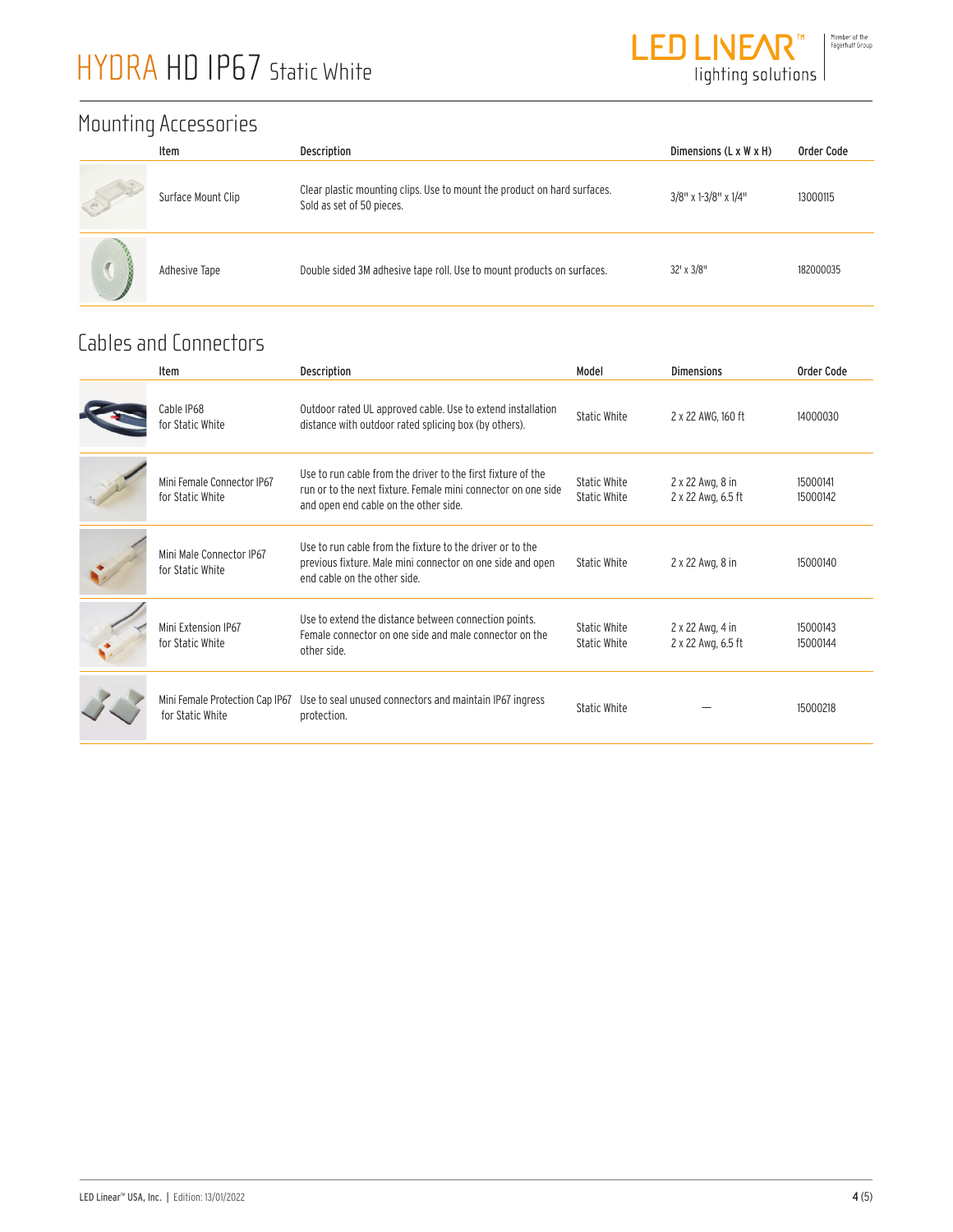# HYDRA HD IP67 Static White

## Mounting Accessories

| Item | Description | Dimensions (L x W x H) | Order Code |
|---|---|---|---|
| Surface Mount Clip | Clear plastic mounting clips. Use to mount the product on hard surfaces. Sold as set of 50 pieces. | 3/8" x 1-3/8" x 1/4" | 13000115 |
| Adhesive Tape | Double sided 3M adhesive tape roll. Use to mount products on surfaces. | 32' x 3/8" | 182000035 |

## Cables and Connectors

| Item | Description | Model | Dimensions | Order Code |
|---|---|---|---|---|
| Cable IP68 for Static White | Outdoor rated UL approved cable. Use to extend installation distance with outdoor rated splicing box (by others). | Static White | 2 x 22 AWG, 160 ft | 14000030 |
| Mini Female Connector IP67 for Static White | Use to run cable from the driver to the first fixture of the run or to the next fixture. Female mini connector on one side and open end cable on the other side. | Static White<br>Static White | 2 x 22 Awg, 8 in<br>2 x 22 Awg, 6.5 ft | 15000141<br>15000142 |
| Mini Male Connector IP67 for Static White | Use to run cable from the fixture to the driver or to the previous fixture. Male mini connector on one side and open end cable on the other side. | Static White | 2 x 22 Awg, 8 in | 15000140 |
| Mini Extension IP67 for Static White | Use to extend the distance between connection points. Female connector on one side and male connector on the other side. | Static White<br>Static White | 2 x 22 Awg, 4 in<br>2 x 22 Awg, 6.5 ft | 15000143<br>15000144 |
| Mini Female Protection Cap IP67 for Static White | Use to seal unused connectors and maintain IP67 ingress protection. | Static White | — | 15000218 |

LED Linear™ USA, Inc. | Edition: 13/01/2022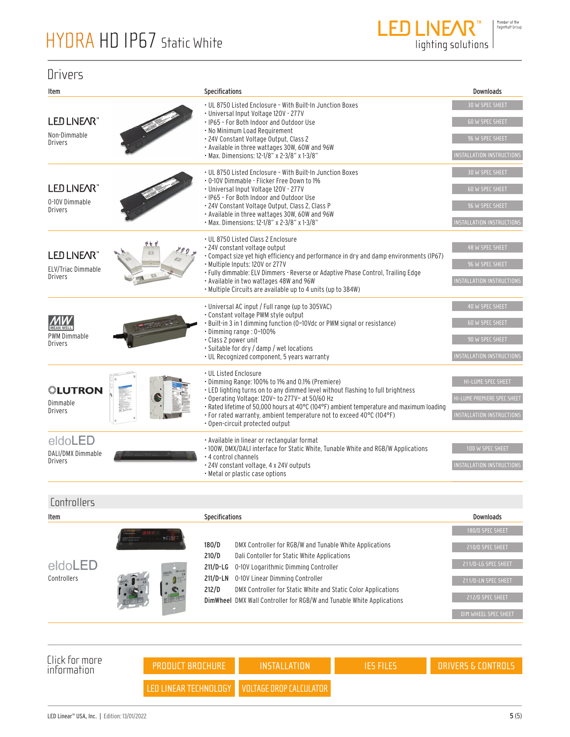# HYDRA HD IP67 Static White

## Drivers

| Item | Specifications | Downloads |
|---|---|---|
| LED LINEAR™ Non-Dimmable Drivers | • UL 8750 Listed Enclosure - With Built-In Junction Boxes<br>• Universal Input Voltage 120V - 277V<br>• IP65 - For Both Indoor and Outdoor Use<br>• No Minimum Load Requirement<br>• 24V Constant Voltage Output, Class 2<br>• Available in three wattages 30W, 60W and 96W<br>• Max. Dimensions: 12-1/8" x 2-3/8" x 1-3/8" | 30 W SPEC SHEET<br>60 W SPEC SHEET<br>96 W SPEC SHEET<br>INSTALLATION INSTRUCTIONS |
| LED LINEAR™ 0-10V Dimmable Drivers | • UL 8750 Listed Enclosure - With Built-In Junction Boxes<br>• 0-10V Dimmable - Flicker Free Down to 1%<br>• Universal Input Voltage 120V - 277V<br>• IP65 - For Both Indoor and Outdoor Use<br>• 24V Constant Voltage Output, Class 2, Class P<br>• Available in three wattages 30W, 60W and 96W<br>• Max. Dimensions: 12-1/8" x 2-3/8" x 1-3/8" | 30 W SPEC SHEET<br>60 W SPEC SHEET<br>96 W SPEC SHEET<br>INSTALLATION INSTRUCTIONS |
| LED LINEAR™ ELV/Triac Dimmable Drivers | • UL 8750 Listed Class 2 Enclosure<br>• 24V constant voltage output<br>• Compact size yet high efficiency and performance in dry and damp environments (IP67)<br>• Multiple Inputs: 120V or 277V<br>• Fully dimmable: ELV Dimmers - Reverse or Adaptive Phase Control, Trailing Edge<br>• Available in two wattages 48W and 96W<br>• Multiple Circuits are available up to 4 units (up to 384W) | 48 W SPEC SHEET<br>96 W SPEC SHEET<br>INSTALLATION INSTRUCTIONS |
| MEAN WELL PWM Dimmable Drivers | • Universal AC input / Full range (up to 305VAC)<br>• Constant voltage PWM style output<br>• Built-in 3 in 1 dimming function (0~10Vdc or PWM signal or resistance)<br>• Dimming range : 0~100%<br>• Class 2 power unit<br>• Suitable for dry / damp / wet locations<br>• UL Recognized component, 5 years warranty | 40 W SPEC SHEET<br>60 W SPEC SHEET<br>90 W SPEC SHEET<br>INSTALLATION INSTRUCTIONS |
| LUTRON Dimmable Drivers | • UL Listed Enclosure<br>• Dimming Range: 100% to 1% and 0.1% (Premiere)<br>• LED lighting turns on to any dimmed level without flashing to full brightness<br>• Operating Voltage: 120V~ to 277V~ at 50/60 Hz<br>• Rated lifetime of 50,000 hours at 40°C (104°F) ambient temperature and maximum loading<br>• For rated warranty, ambient temperature not to exceed 40°C (104°F)<br>• Open-circuit protected output | HI-LUME SPEC SHEET<br>HI-LUME PREMIERE SPEC SHEET<br>INSTALLATION INSTRUCTIONS |
| eldoLED DALI/DMX Dimmable Drivers | • Available in linear or rectangular format<br>• 100W, DMX/DALI interface for Static White, Tunable White and RGB/W Applications<br>• 4 control channels<br>• 24V constant voltage, 4 x 24V outputs<br>• Metal or plastic case options | 100 W SPEC SHEET<br>INSTALLATION INSTRUCTIONS |

## Controllers

| Item | Specifications | | Downloads |
|---|---|---|---|
| eldoLED Controllers | 180/D | DMX Controller for RGB/W and Tunable White Applications | 180/D SPEC SHEET |
| | 210/D | Dali Contoller for Static White Applications | 210/D SPEC SHEET |
| | 211/D-LG | 0-10V Logarithmic Dimming Controller | 211/D-LG SPEC SHEET |
| | 211/D-LN | 0-10V Linear Dimming Controller | 211/D-LN SPEC SHEET |
| | 212/D | DMX Controller for Static White and Static Color Applications | 212/D SPEC SHEET |
| | DimWheel | DMX Wall Controller for RGB/W and Tunable White Applications | DIM WHEEL SPEC SHEET |

Click for more information

PRODUCT BROCHURE | INSTALLATION | IES FILES | DRIVERS & CONTROLS | LED LINEAR TECHNOLOGY | VOLTAGE DROP CALCULATOR

LED Linear™ USA, Inc. | Edition: 13/01/2022